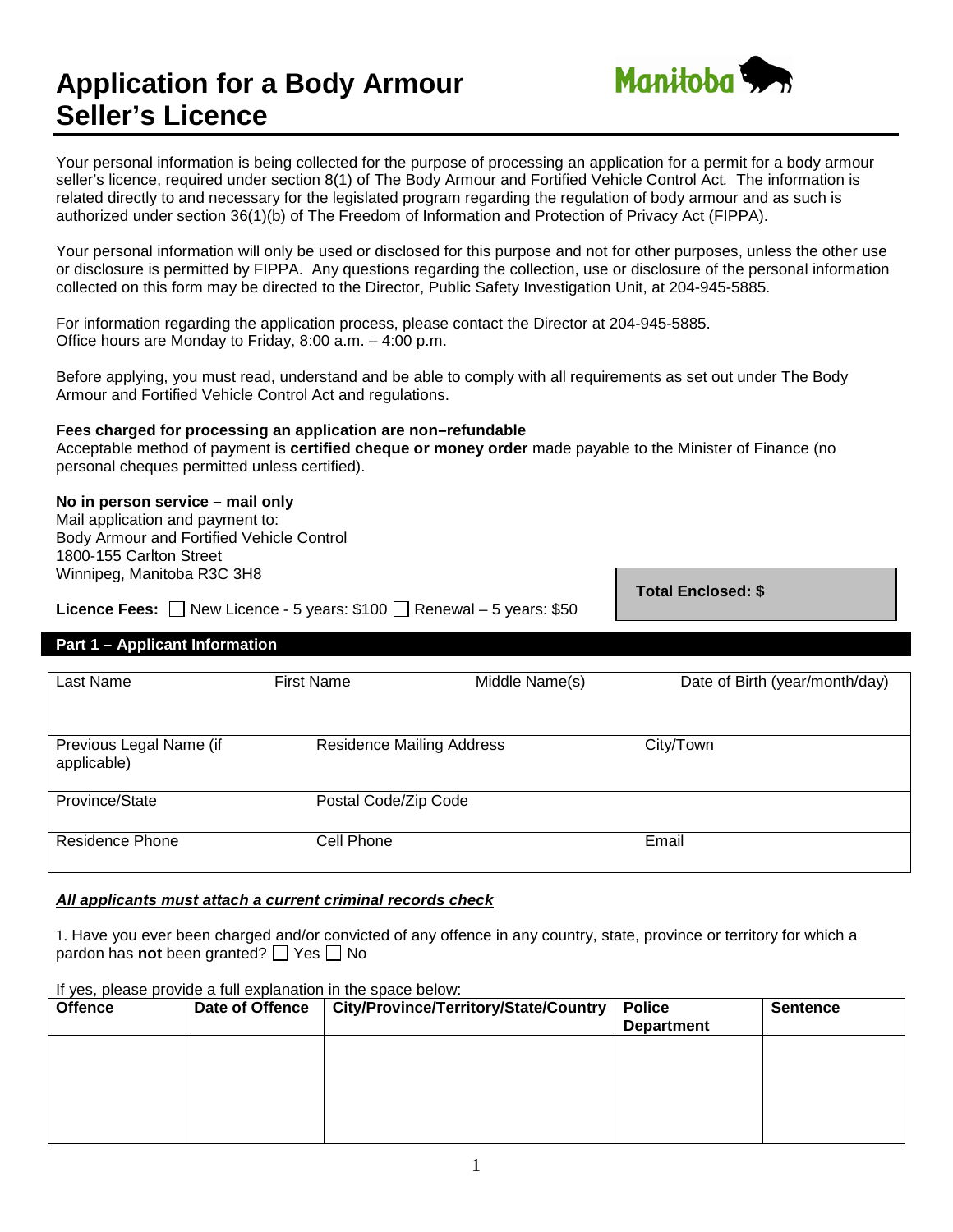# Application for a Body Armour Seller's Licence

Your personal information is being collected for the purpose of processing an application for a permit for a body armour seller's licence, required under section 8(1) of The Body Armour and Fortified Vehicle Control Act. The information is related directly to and necessary for the legislated program regarding the regulation of body armour and as such is authorized under section 36(1)(b) of The Freedom of Information and Protection of Privacy Act (FIPPA).

Your personal information will only be used or disclosed for this purpose and not for other purposes, unless the other use or disclosure is permitted by FIPPA. Any questions regarding the collection, use or disclosure of the personal information collected on this form may be directed to the Director, Public Safety Investigation Unit, at 204-945-5885.

For information regarding the application process, please contact the Director at 204-945-5885.
Office hours are Monday to Friday, 8:00 a.m. – 4:00 p.m.

Before applying, you must read, understand and be able to comply with all requirements as set out under The Body Armour and Fortified Vehicle Control Act and regulations.

**Fees charged for processing an application are non–refundable**
Acceptable method of payment is **certified cheque or money order** made payable to the Minister of Finance (no personal cheques permitted unless certified).

**No in person service – mail only**
Mail application and payment to:
Body Armour and Fortified Vehicle Control
1800-155 Carlton Street
Winnipeg, Manitoba R3C 3H8

**Licence Fees:** ☐ New Licence - 5 years: $100 ☐ Renewal – 5 years: $50

**Total Enclosed: $**

## Part 1 – Applicant Information

| Last Name | First Name | Middle Name(s) | Date of Birth (year/month/day) |
|---|---|---|---|
| | | | |

| Previous Legal Name (if applicable) | Residence Mailing Address | City/Town |
|---|---|---|
| | | |

| Province/State | Postal Code/Zip Code |
|---|---|
| | |

| Residence Phone | Cell Phone | Email |
|---|---|---|
| | | |

***All applicants must attach a current criminal records check***

1. Have you ever been charged and/or convicted of any offence in any country, state, province or territory for which a pardon has **not** been granted? ☐ Yes ☐ No

If yes, please provide a full explanation in the space below:

| Offence | Date of Offence | City/Province/Territory/State/Country | Police Department | Sentence |
|---|---|---|---|---|
| | | | | |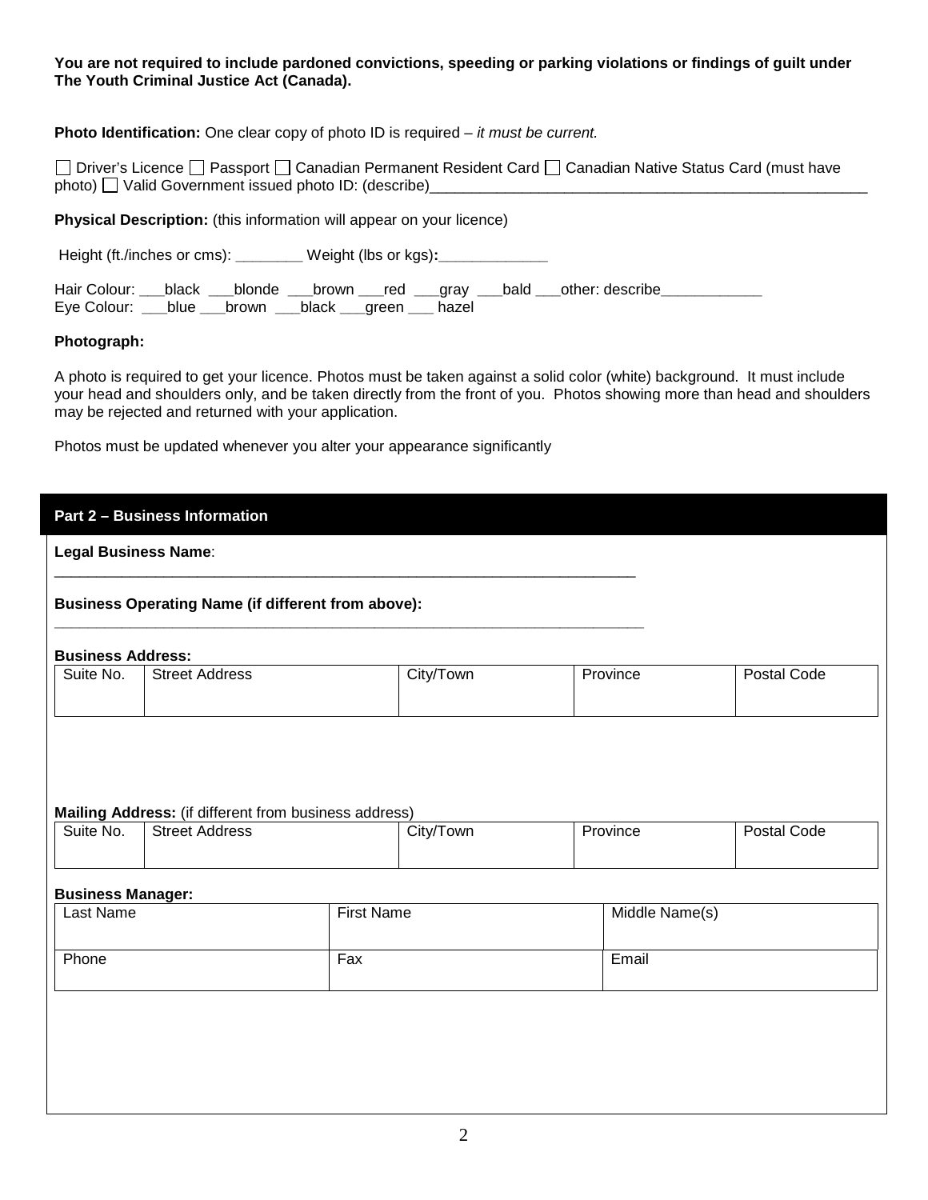**You are not required to include pardoned convictions, speeding or parking violations or findings of guilt under The Youth Criminal Justice Act (Canada).**

**Photo Identification:** One clear copy of photo ID is required – *it must be current.*

☐ Driver's Licence ☐ Passport ☐ Canadian Permanent Resident Card ☐ Canadian Native Status Card (must have photo) ☐ Valid Government issued photo ID: (describe)\_\_\_\_\_\_\_\_\_\_\_\_\_\_\_\_\_\_\_\_\_\_\_\_\_\_\_\_\_\_\_\_\_\_\_\_\_\_\_\_\_\_\_\_\_\_\_\_\_\_\_\_

**Physical Description:** (this information will appear on your licence)

Height (ft./inches or cms): \_\_\_\_\_\_\_\_ Weight (lbs or kgs)**:**\_\_\_\_\_\_\_\_\_\_\_\_\_

Hair Colour: \_\_\_black \_\_\_blonde \_\_\_brown \_\_\_red \_\_\_gray \_\_\_bald \_\_\_other: describe\_\_\_\_\_\_\_\_\_\_\_\_
Eye Colour: \_\_\_blue \_\_\_brown \_\_\_black \_\_\_green \_\_\_ hazel

**Photograph:**

A photo is required to get your licence. Photos must be taken against a solid color (white) background. It must include your head and shoulders only, and be taken directly from the front of you. Photos showing more than head and shoulders may be rejected and returned with your application.

Photos must be updated whenever you alter your appearance significantly

## Part 2 – Business Information

**Legal Business Name**:

\_\_\_\_\_\_\_\_\_\_\_\_\_\_\_\_\_\_\_\_\_\_\_\_\_\_\_\_\_\_\_\_\_\_\_\_\_\_\_\_\_\_\_\_\_\_\_\_\_\_\_\_\_\_\_\_\_\_\_\_\_\_\_\_\_\_\_\_\_\_

**Business Operating Name (if different from above):**

\_\_\_\_\_\_\_\_\_\_\_\_\_\_\_\_\_\_\_\_\_\_\_\_\_\_\_\_\_\_\_\_\_\_\_\_\_\_\_\_\_\_\_\_\_\_\_\_\_\_\_\_\_\_\_\_\_\_\_\_\_\_\_\_\_\_\_\_\_\_

**Business Address:**

| Suite No. | Street Address | City/Town | Province | Postal Code |
| --- | --- | --- | --- | --- |
| | | | | |

**Mailing Address:** (if different from business address)

| Suite No. | Street Address | City/Town | Province | Postal Code |
| --- | --- | --- | --- | --- |
| | | | | |

**Business Manager:**

| Last Name | First Name | Middle Name(s) |
| --- | --- | --- |
| | | |
| Phone | Fax | Email |
| | | |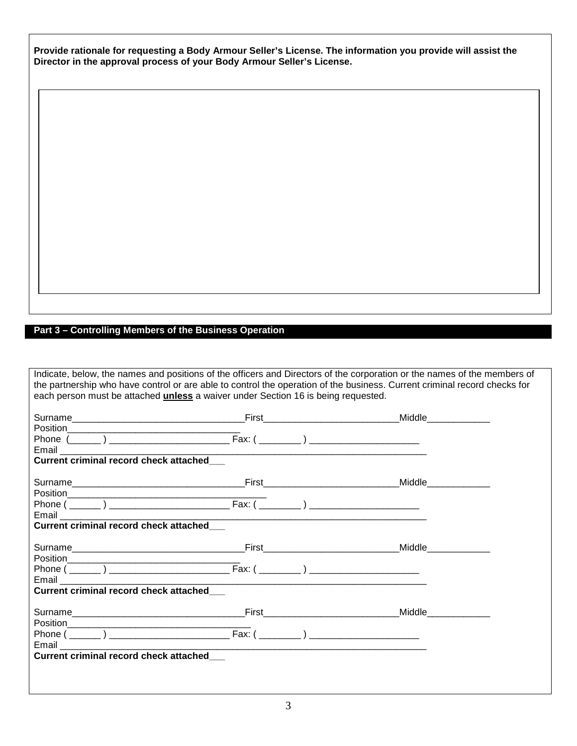**Provide rationale for requesting a Body Armour Seller's License. The information you provide will assist the Director in the approval process of your Body Armour Seller's License.**

## Part 3 – Controlling Members of the Business Operation

Indicate, below, the names and positions of the officers and Directors of the corporation or the names of the members of the partnership who have control or are able to control the operation of the business. Current criminal record checks for each person must be attached **unless** a waiver under Section 16 is being requested.

Surname_________________________________First_________________________Middle____________
Position_________________________________
Phone (______ ) _______________________ Fax: ( ________ ) ____________________
Email ______________________________________________________________________
**Current criminal record check attached___**

Surname_________________________________First_________________________Middle____________
Position_____________________________________
Phone ( ______ ) _______________________ Fax: ( ________ ) ____________________
Email ______________________________________________________________________
**Current criminal record check attached___**

Surname_________________________________First_________________________Middle____________
Position_________________________________
Phone ( ______ ) _______________________ Fax: ( ________ ) ____________________
Email ______________________________________________________________________
**Current criminal record check attached___**

Surname_________________________________First_________________________Middle____________
Position___________________________________
Phone ( ______ ) _______________________ Fax: ( ________ ) ____________________
Email ______________________________________________________________________
**Current criminal record check attached___**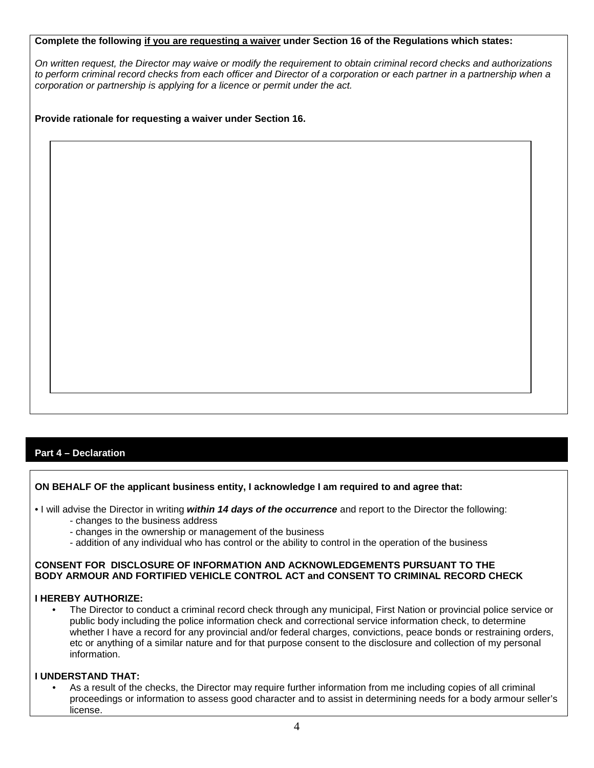**Complete the following <u>if you are requesting a waiver</u> under Section 16 of the Regulations which states:**

*On written request, the Director may waive or modify the requirement to obtain criminal record checks and authorizations to perform criminal record checks from each officer and Director of a corporation or each partner in a partnership when a corporation or partnership is applying for a licence or permit under the act.*

**Provide rationale for requesting a waiver under Section 16.**

## Part 4 – Declaration

**ON BEHALF OF the applicant business entity, I acknowledge I am required to and agree that:**

- I will advise the Director in writing ***within 14 days of the occurrence*** and report to the Director the following:
  - changes to the business address
  - changes in the ownership or management of the business
  - addition of any individual who has control or the ability to control in the operation of the business

**CONSENT FOR DISCLOSURE OF INFORMATION AND ACKNOWLEDGEMENTS PURSUANT TO THE BODY ARMOUR AND FORTIFIED VEHICLE CONTROL ACT and CONSENT TO CRIMINAL RECORD CHECK**

**I HEREBY AUTHORIZE:**

- The Director to conduct a criminal record check through any municipal, First Nation or provincial police service or public body including the police information check and correctional service information check, to determine whether I have a record for any provincial and/or federal charges, convictions, peace bonds or restraining orders, etc or anything of a similar nature and for that purpose consent to the disclosure and collection of my personal information.

**I UNDERSTAND THAT:**

- As a result of the checks, the Director may require further information from me including copies of all criminal proceedings or information to assess good character and to assist in determining needs for a body armour seller's license.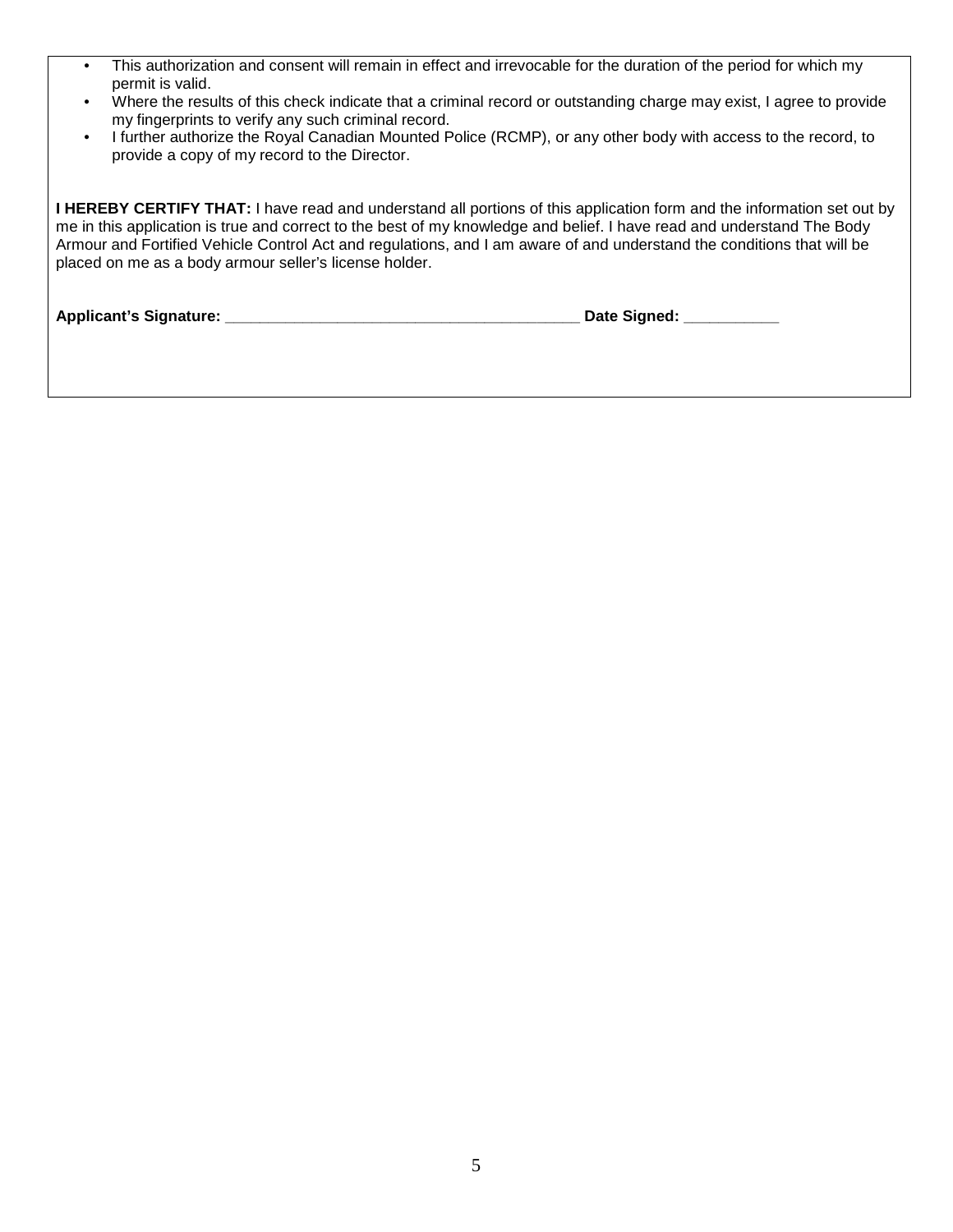- This authorization and consent will remain in effect and irrevocable for the duration of the period for which my permit is valid.
- Where the results of this check indicate that a criminal record or outstanding charge may exist, I agree to provide my fingerprints to verify any such criminal record.
- I further authorize the Royal Canadian Mounted Police (RCMP), or any other body with access to the record, to provide a copy of my record to the Director.

**I HEREBY CERTIFY THAT:** I have read and understand all portions of this application form and the information set out by me in this application is true and correct to the best of my knowledge and belief. I have read and understand The Body Armour and Fortified Vehicle Control Act and regulations, and I am aware of and understand the conditions that will be placed on me as a body armour seller's license holder.

**Applicant's Signature:** ________________________________________ **Date Signed:** ___________